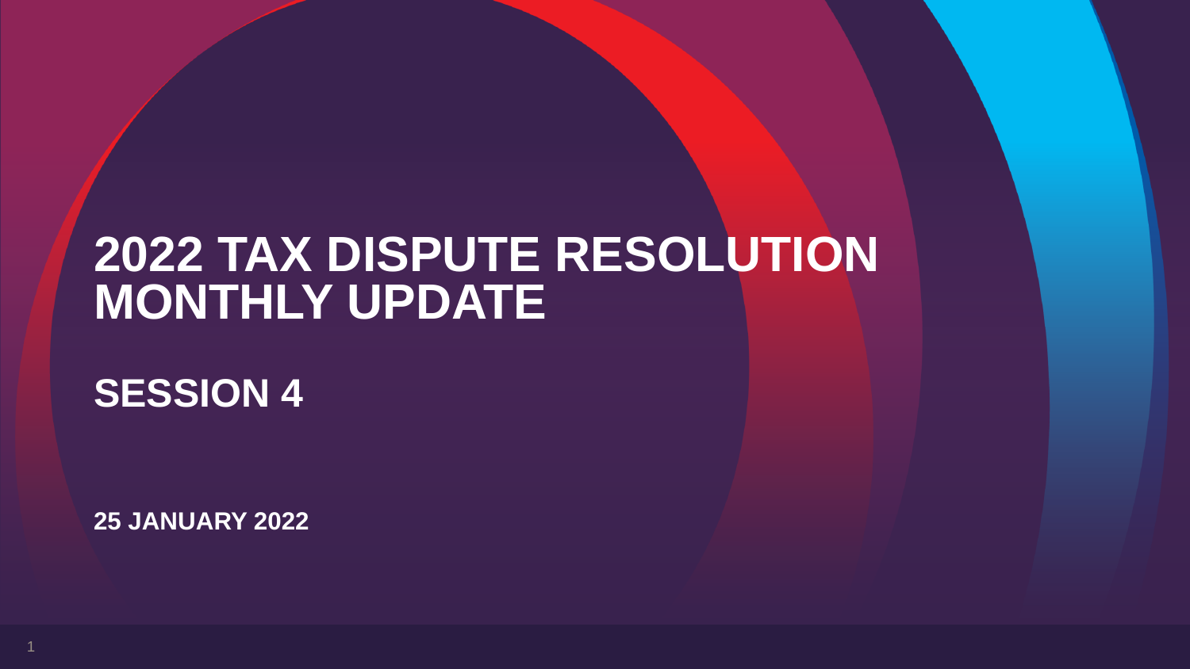# 2022 TAX DISPUTE RESOLUTION MONTHLY UPDATE

## SESSION 4

**25 JANUARY 2022**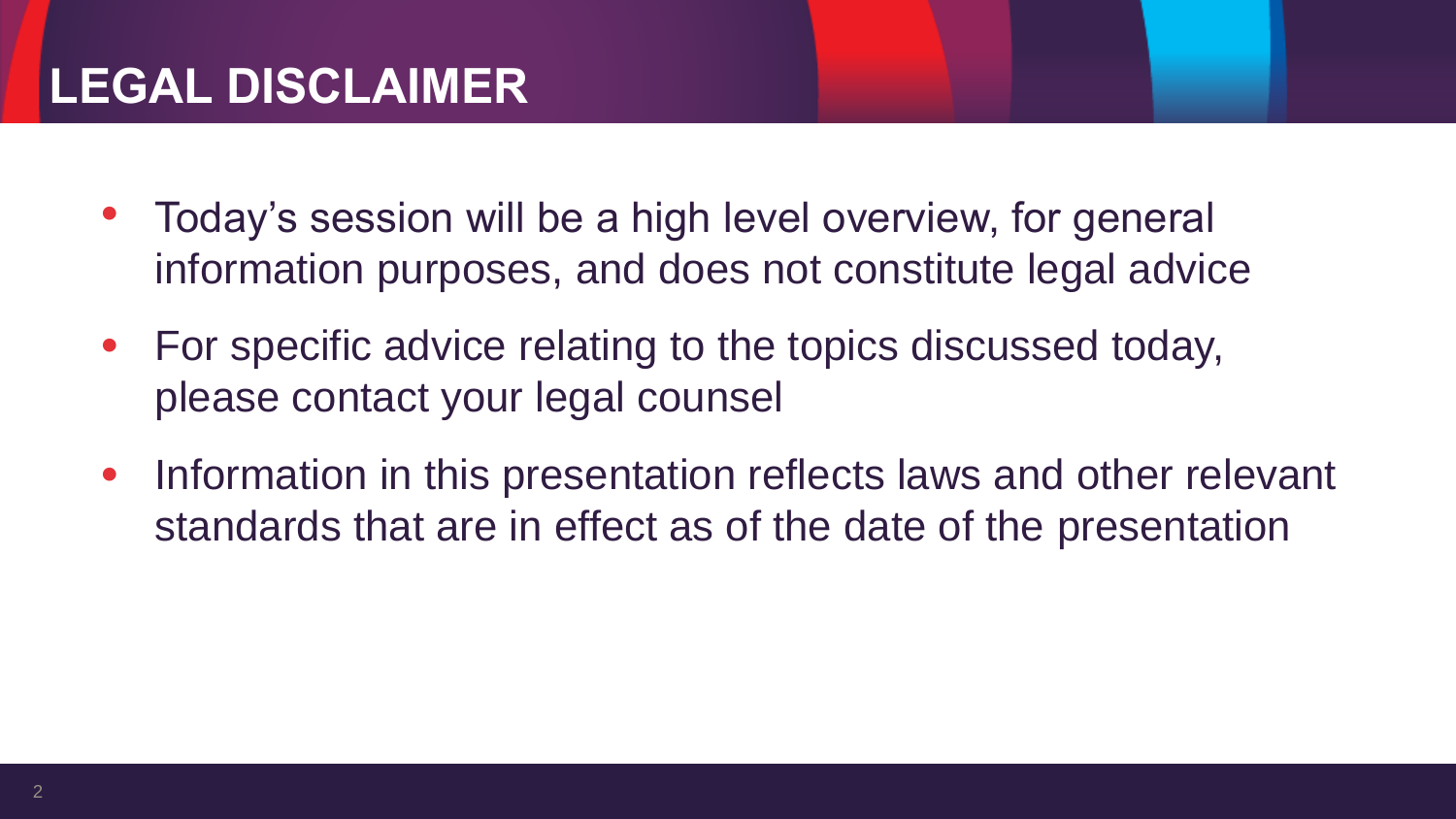# LEGAL DISCLAIMER

- Today’s session will be a high level overview, for general information purposes, and does not constitute legal advice
- For specific advice relating to the topics discussed today, please contact your legal counsel
- Information in this presentation reflects laws and other relevant standards that are in effect as of the date of the presentation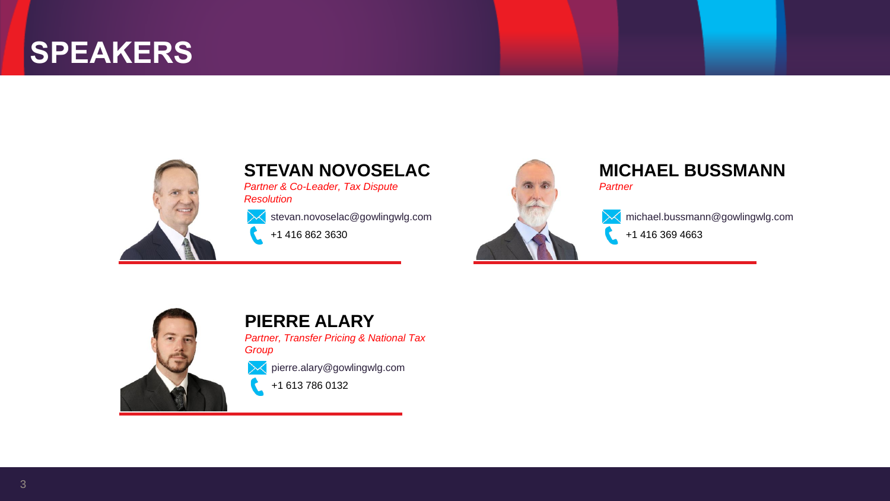# SPEAKERS

## STEVAN NOVOSELAC

*Partner & Co-Leader, Tax Dispute Resolution*

stevan.novoselac@gowlingwlg.com

+1 416 862 3630

## MICHAEL BUSSMANN

*Partner*

michael.bussmann@gowlingwlg.com

+1 416 369 4663

## PIERRE ALARY

*Partner, Transfer Pricing & National Tax Group*

pierre.alary@gowlingwlg.com

+1 613 786 0132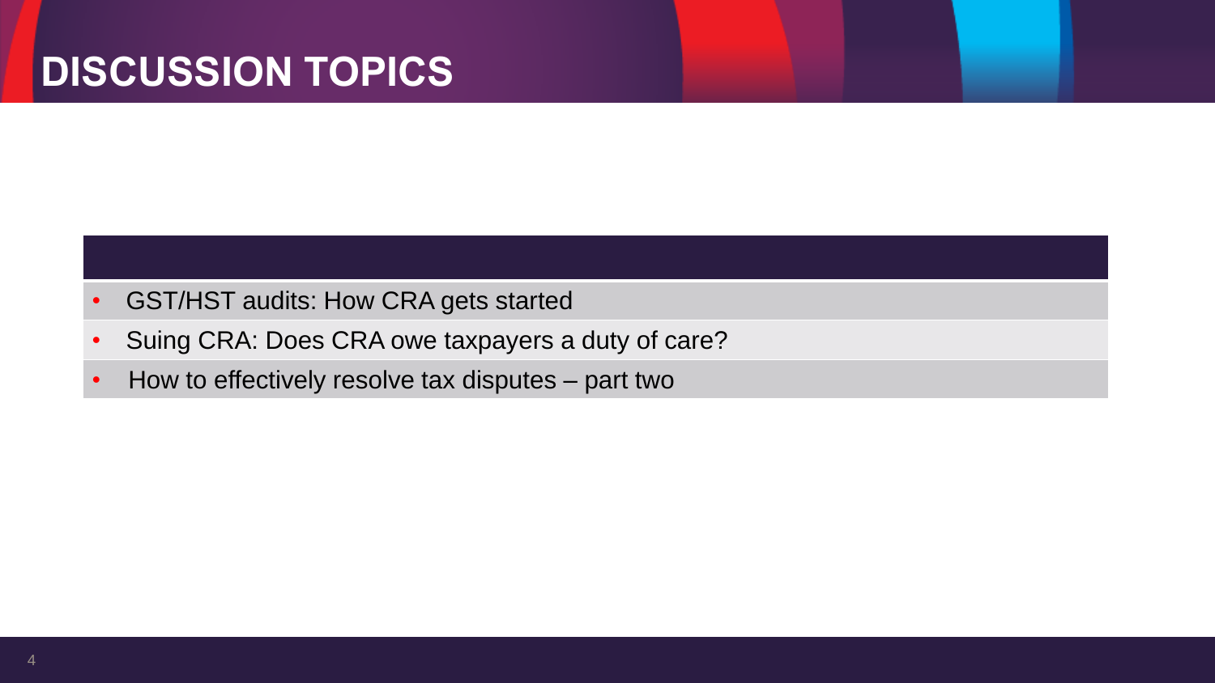# DISCUSSION TOPICS

- GST/HST audits: How CRA gets started
- Suing CRA: Does CRA owe taxpayers a duty of care?
- How to effectively resolve tax disputes – part two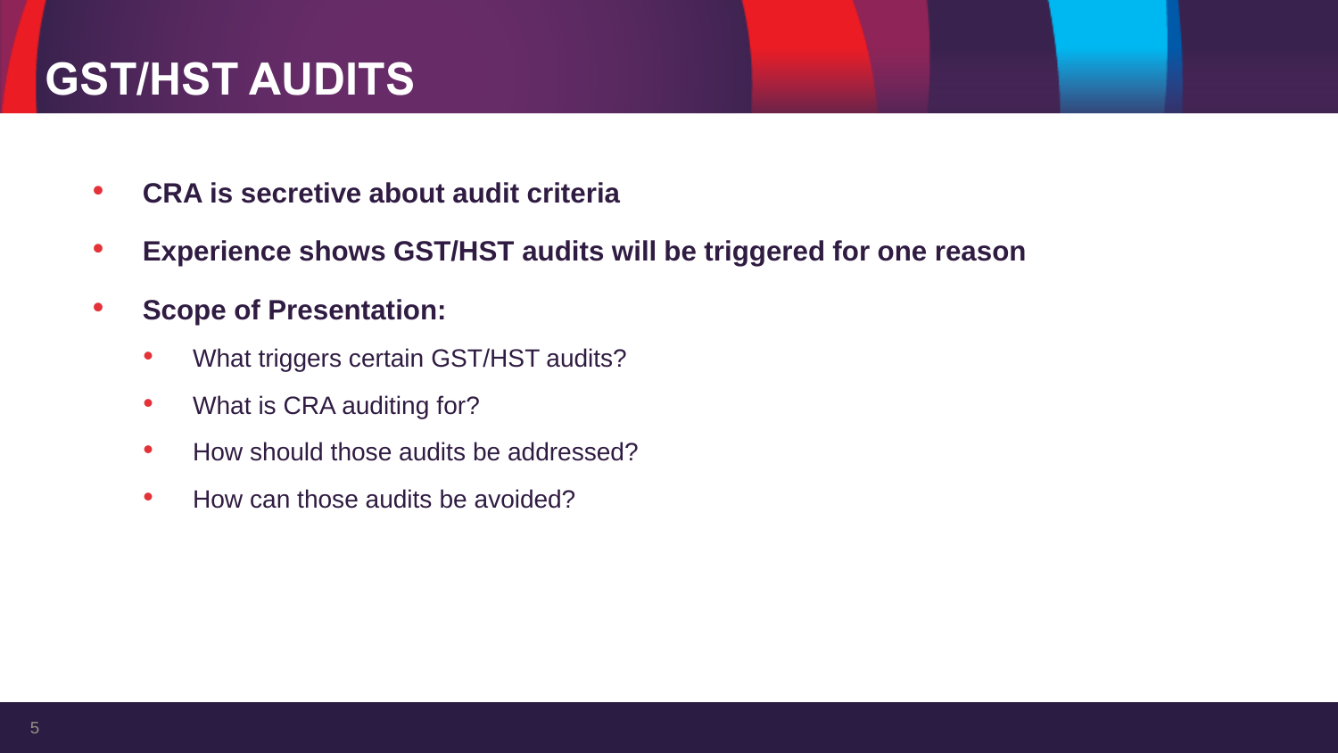# GST/HST AUDITS

- **CRA is secretive about audit criteria**
- **Experience shows GST/HST audits will be triggered for one reason**
- **Scope of Presentation:**
  - What triggers certain GST/HST audits?
  - What is CRA auditing for?
  - How should those audits be addressed?
  - How can those audits be avoided?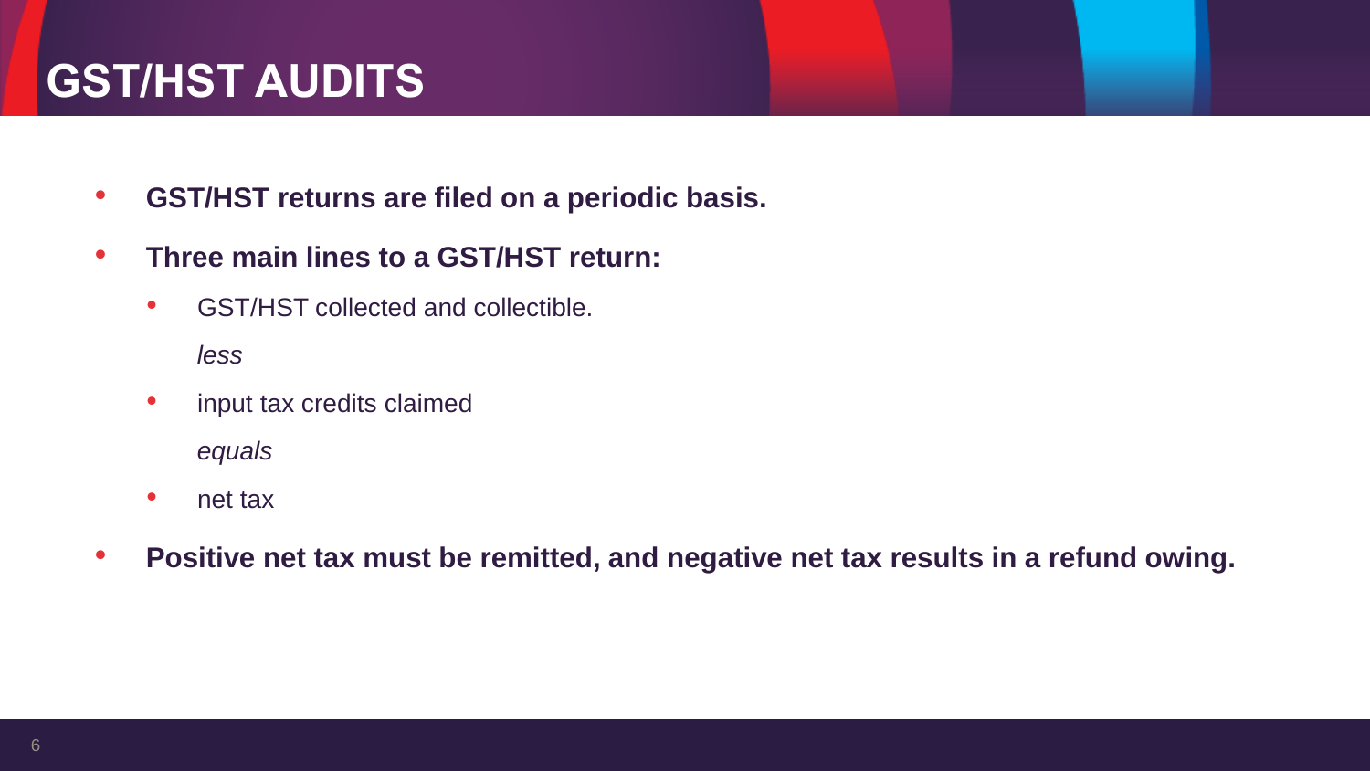# GST/HST AUDITS

- **GST/HST returns are filed on a periodic basis.**
- **Three main lines to a GST/HST return:**
  - GST/HST collected and collectible.

    *less*
  - input tax credits claimed

    *equals*
  - net tax
- **Positive net tax must be remitted, and negative net tax results in a refund owing.**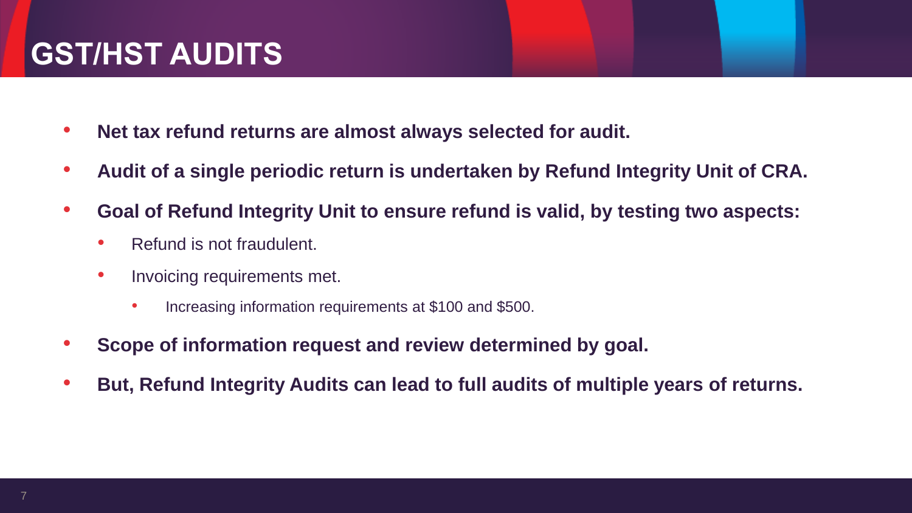# GST/HST AUDITS

- **Net tax refund returns are almost always selected for audit.**
- **Audit of a single periodic return is undertaken by Refund Integrity Unit of CRA.**
- **Goal of Refund Integrity Unit to ensure refund is valid, by testing two aspects:**
  - Refund is not fraudulent.
  - Invoicing requirements met.
    - Increasing information requirements at $100 and $500.
- **Scope of information request and review determined by goal.**
- **But, Refund Integrity Audits can lead to full audits of multiple years of returns.**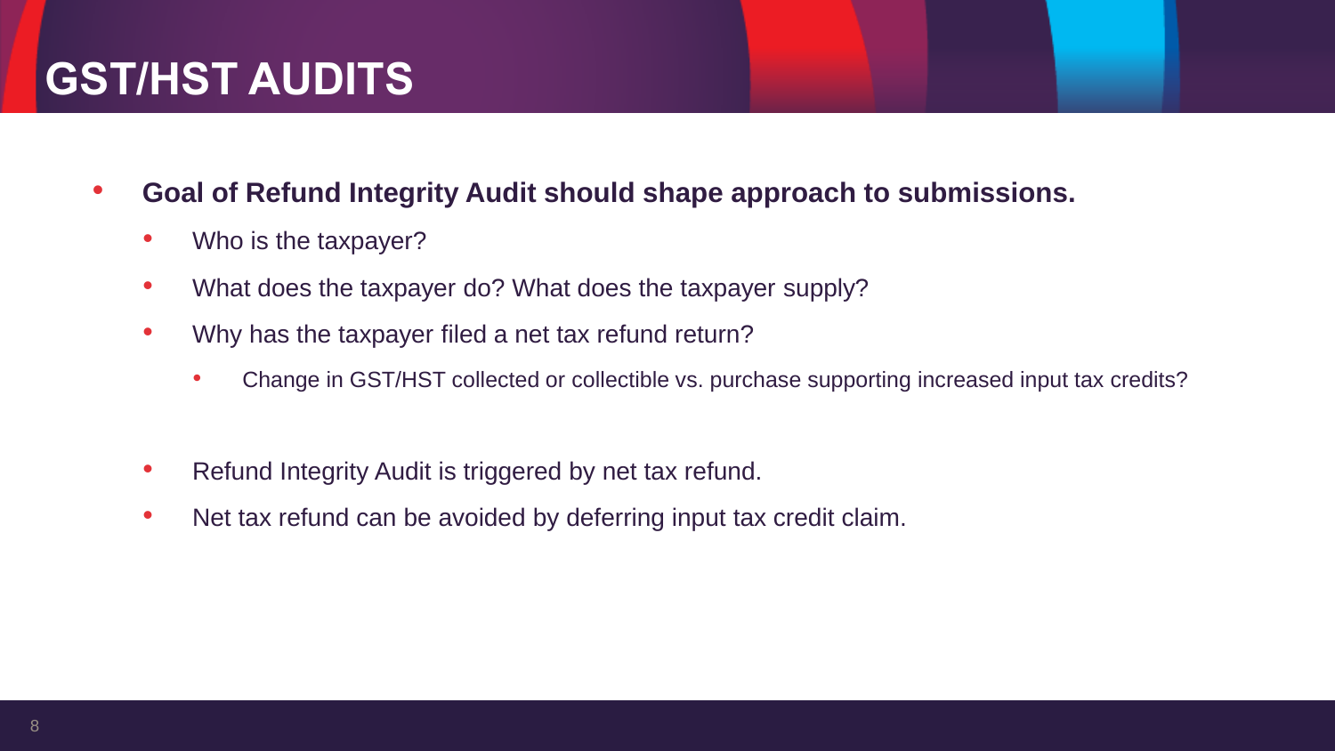# GST/HST AUDITS

- **Goal of Refund Integrity Audit should shape approach to submissions.**
  - Who is the taxpayer?
  - What does the taxpayer do? What does the taxpayer supply?
  - Why has the taxpayer filed a net tax refund return?
    - Change in GST/HST collected or collectible vs. purchase supporting increased input tax credits?

  - Refund Integrity Audit is triggered by net tax refund.
  - Net tax refund can be avoided by deferring input tax credit claim.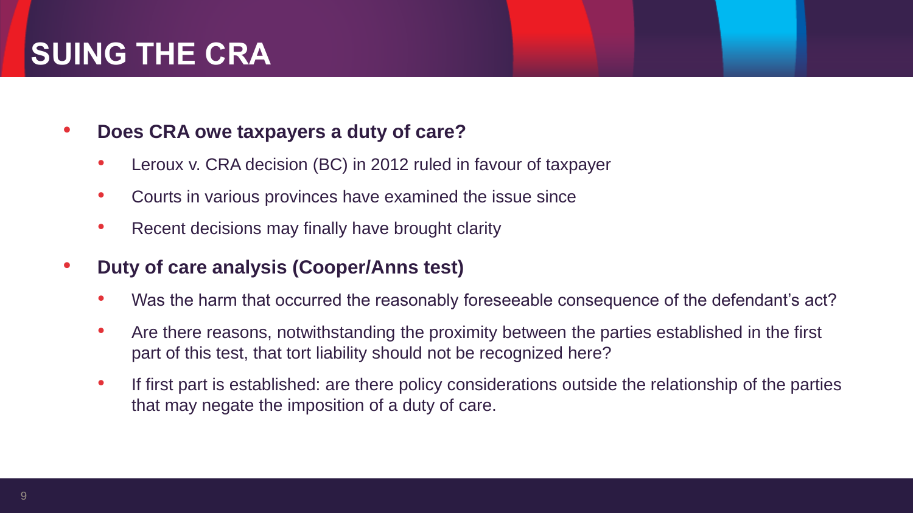# SUING THE CRA

- **Does CRA owe taxpayers a duty of care?**
  - Leroux v. CRA decision (BC) in 2012 ruled in favour of taxpayer
  - Courts in various provinces have examined the issue since
  - Recent decisions may finally have brought clarity
- **Duty of care analysis (Cooper/Anns test)**
  - Was the harm that occurred the reasonably foreseeable consequence of the defendant's act?
  - Are there reasons, notwithstanding the proximity between the parties established in the first part of this test, that tort liability should not be recognized here?
  - If first part is established: are there policy considerations outside the relationship of the parties that may negate the imposition of a duty of care.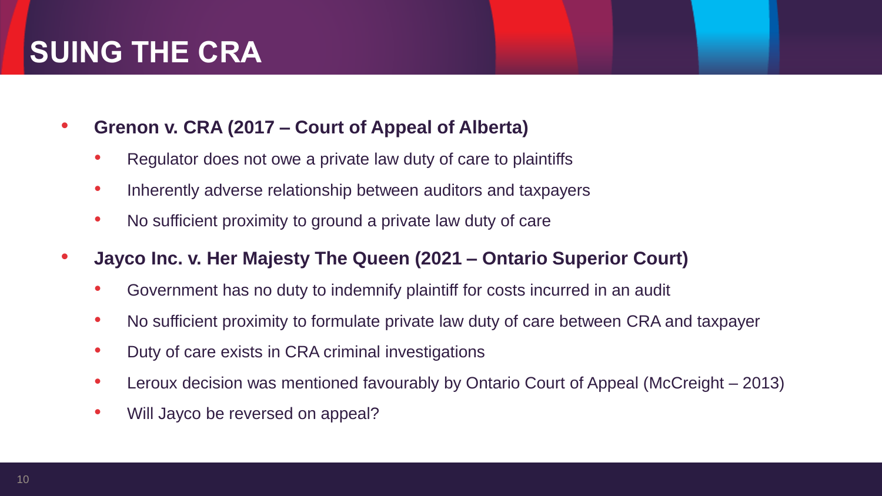# SUING THE CRA

- **Grenon v. CRA (2017 – Court of Appeal of Alberta)**
  - Regulator does not owe a private law duty of care to plaintiffs
  - Inherently adverse relationship between auditors and taxpayers
  - No sufficient proximity to ground a private law duty of care
- **Jayco Inc. v. Her Majesty The Queen (2021 – Ontario Superior Court)**
  - Government has no duty to indemnify plaintiff for costs incurred in an audit
  - No sufficient proximity to formulate private law duty of care between CRA and taxpayer
  - Duty of care exists in CRA criminal investigations
  - Leroux decision was mentioned favourably by Ontario Court of Appeal (McCreight – 2013)
  - Will Jayco be reversed on appeal?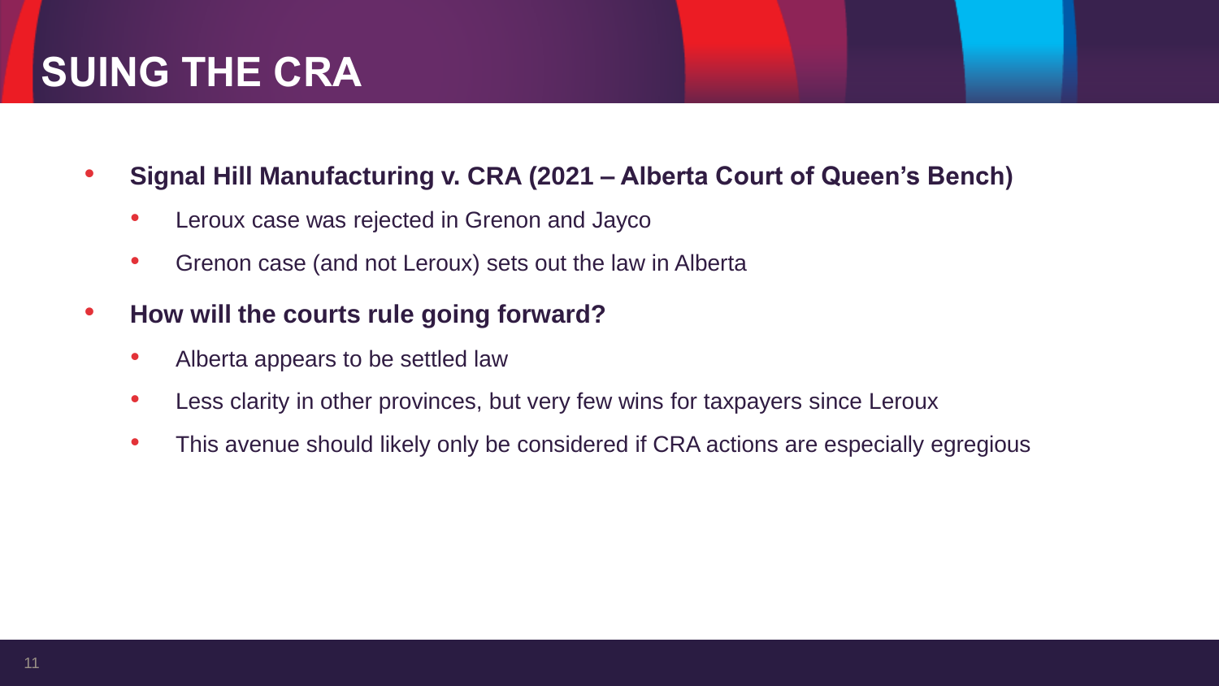# SUING THE CRA

- **Signal Hill Manufacturing v. CRA (2021 – Alberta Court of Queen's Bench)**
  - Leroux case was rejected in Grenon and Jayco
  - Grenon case (and not Leroux) sets out the law in Alberta
- **How will the courts rule going forward?**
  - Alberta appears to be settled law
  - Less clarity in other provinces, but very few wins for taxpayers since Leroux
  - This avenue should likely only be considered if CRA actions are especially egregious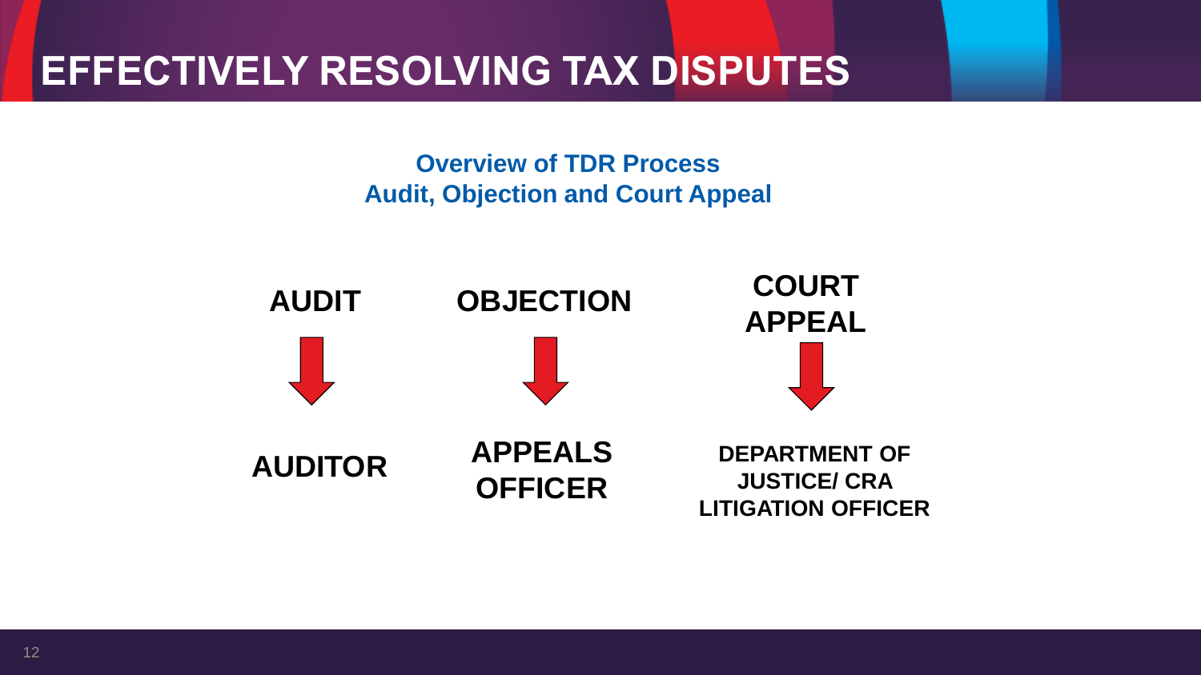# EFFECTIVELY RESOLVING TAX DISPUTES

**Overview of TDR Process**
**Audit, Objection and Court Appeal**

| AUDIT | OBJECTION | COURT APPEAL |
| --- | --- | --- |
| ↓ | ↓ | ↓ |
| AUDITOR | APPEALS OFFICER | DEPARTMENT OF JUSTICE/ CRA LITIGATION OFFICER |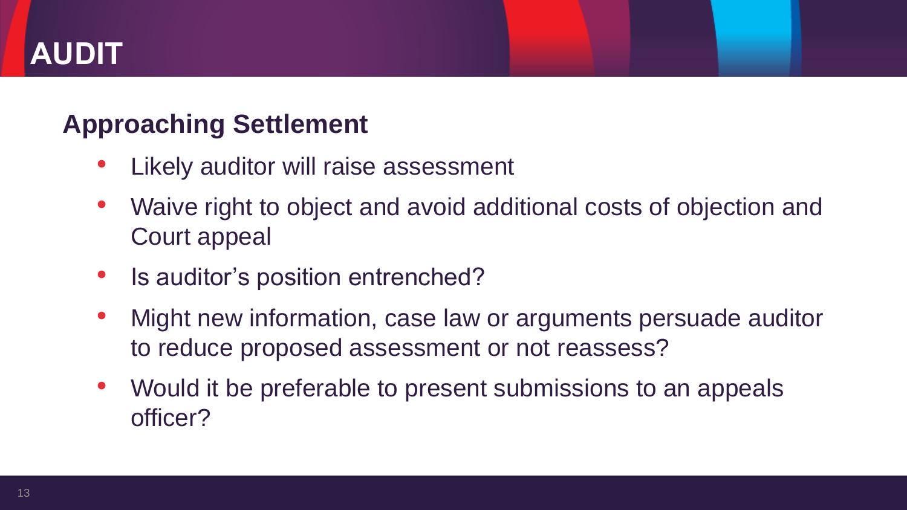# AUDIT

## Approaching Settlement

- Likely auditor will raise assessment
- Waive right to object and avoid additional costs of objection and Court appeal
- Is auditor's position entrenched?
- Might new information, case law or arguments persuade auditor to reduce proposed assessment or not reassess?
- Would it be preferable to present submissions to an appeals officer?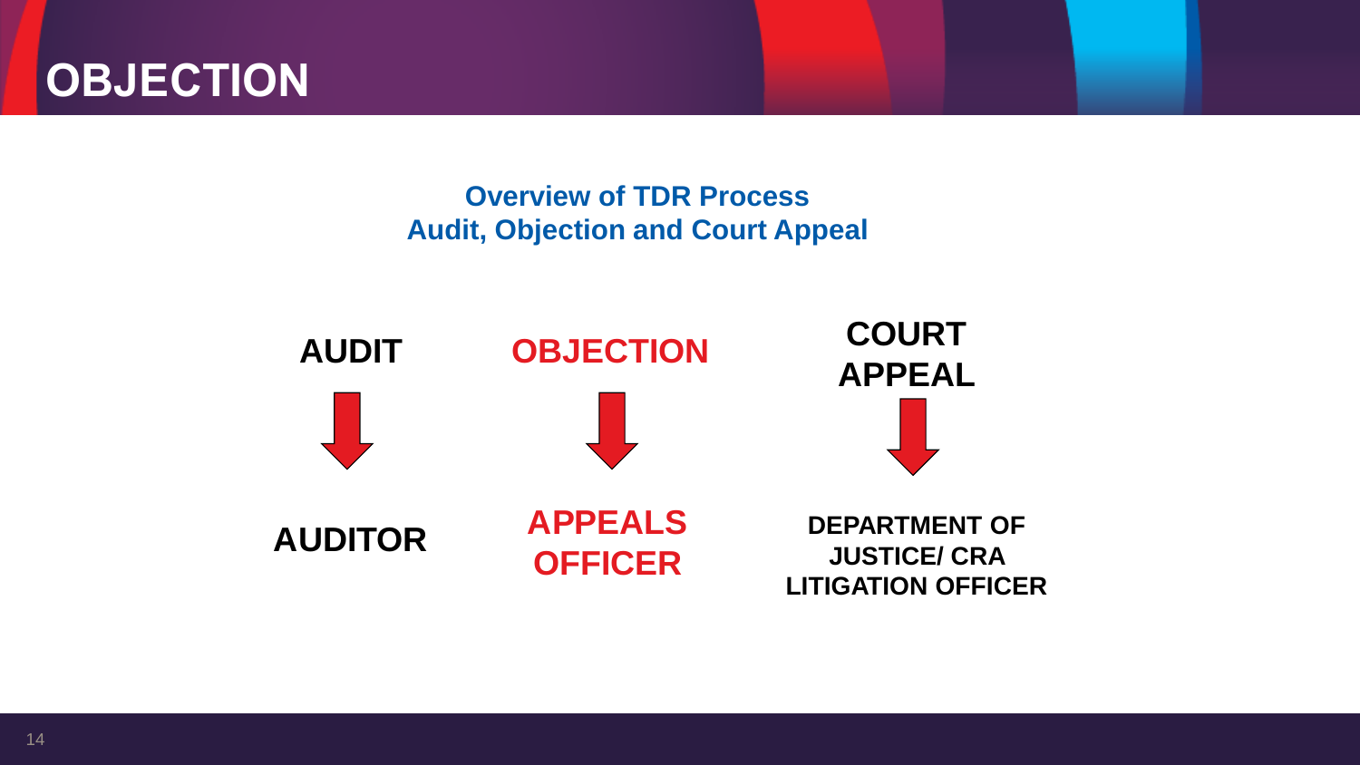# OBJECTION

**Overview of TDR Process**
**Audit, Objection and Court Appeal**

| AUDIT | OBJECTION | COURT APPEAL |
| --- | --- | --- |
| ↓ | ↓ | ↓ |
| AUDITOR | APPEALS OFFICER | DEPARTMENT OF JUSTICE/ CRA LITIGATION OFFICER |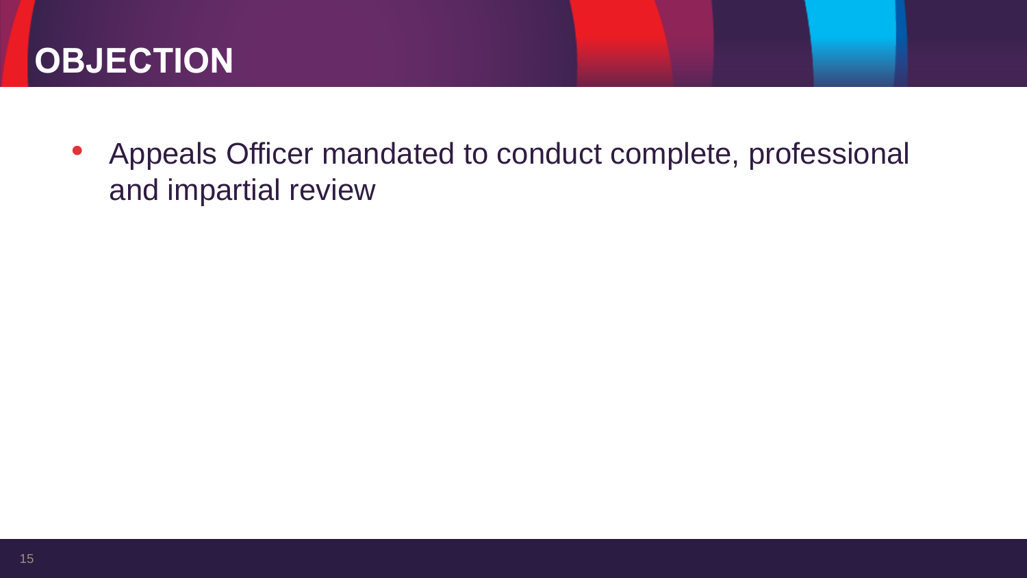# OBJECTION

- Appeals Officer mandated to conduct complete, professional and impartial review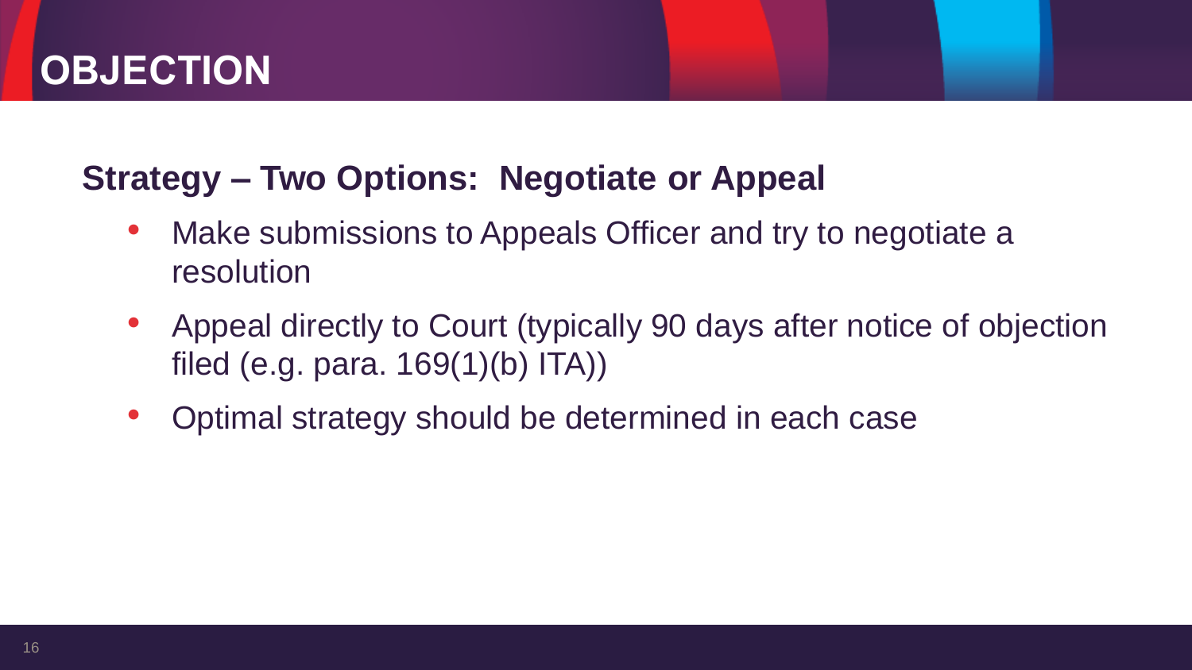# OBJECTION

## Strategy – Two Options: Negotiate or Appeal

- Make submissions to Appeals Officer and try to negotiate a resolution
- Appeal directly to Court (typically 90 days after notice of objection filed (e.g. para. 169(1)(b) ITA))
- Optimal strategy should be determined in each case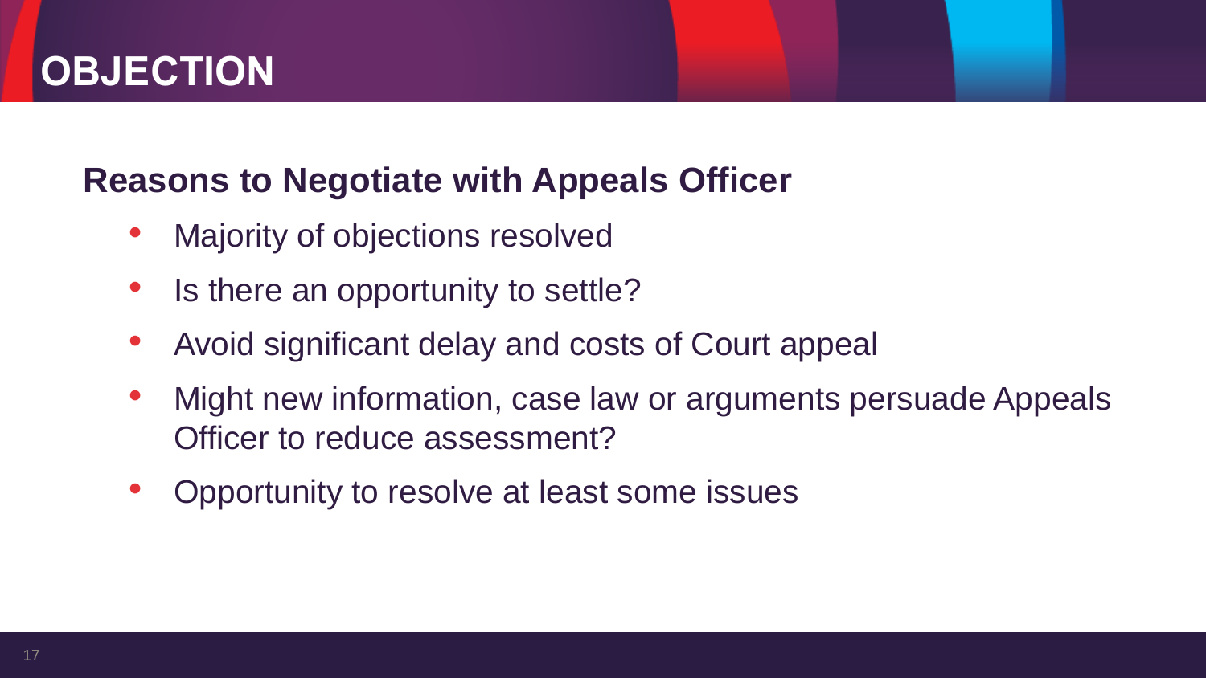# OBJECTION

## Reasons to Negotiate with Appeals Officer

- Majority of objections resolved
- Is there an opportunity to settle?
- Avoid significant delay and costs of Court appeal
- Might new information, case law or arguments persuade Appeals Officer to reduce assessment?
- Opportunity to resolve at least some issues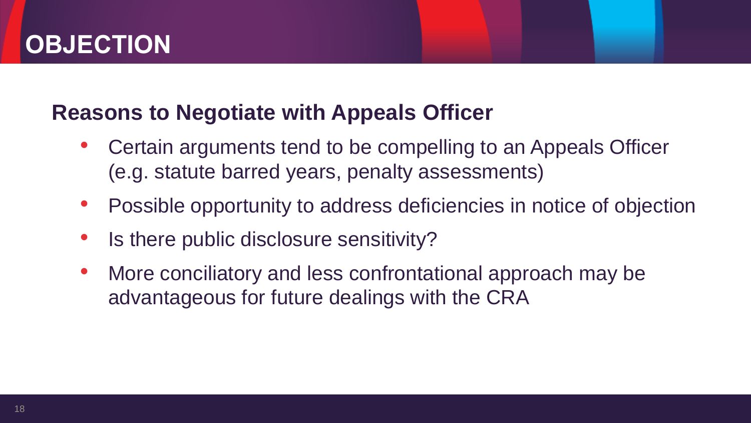# OBJECTION

## Reasons to Negotiate with Appeals Officer

- Certain arguments tend to be compelling to an Appeals Officer (e.g. statute barred years, penalty assessments)
- Possible opportunity to address deficiencies in notice of objection
- Is there public disclosure sensitivity?
- More conciliatory and less confrontational approach may be advantageous for future dealings with the CRA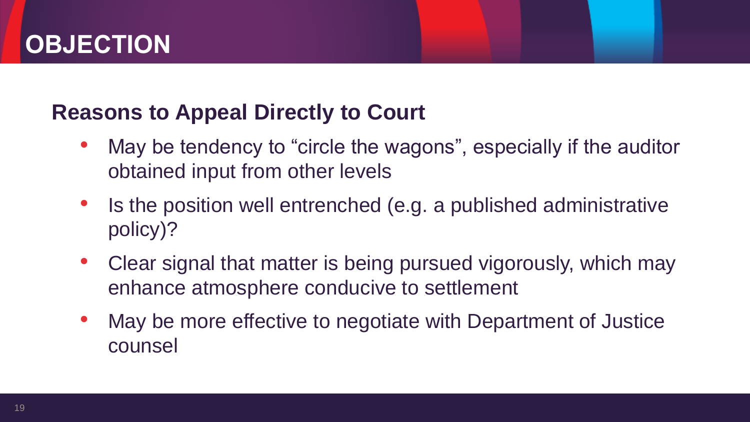# OBJECTION

## Reasons to Appeal Directly to Court

- May be tendency to “circle the wagons”, especially if the auditor obtained input from other levels
- Is the position well entrenched (e.g. a published administrative policy)?
- Clear signal that matter is being pursued vigorously, which may enhance atmosphere conducive to settlement
- May be more effective to negotiate with Department of Justice counsel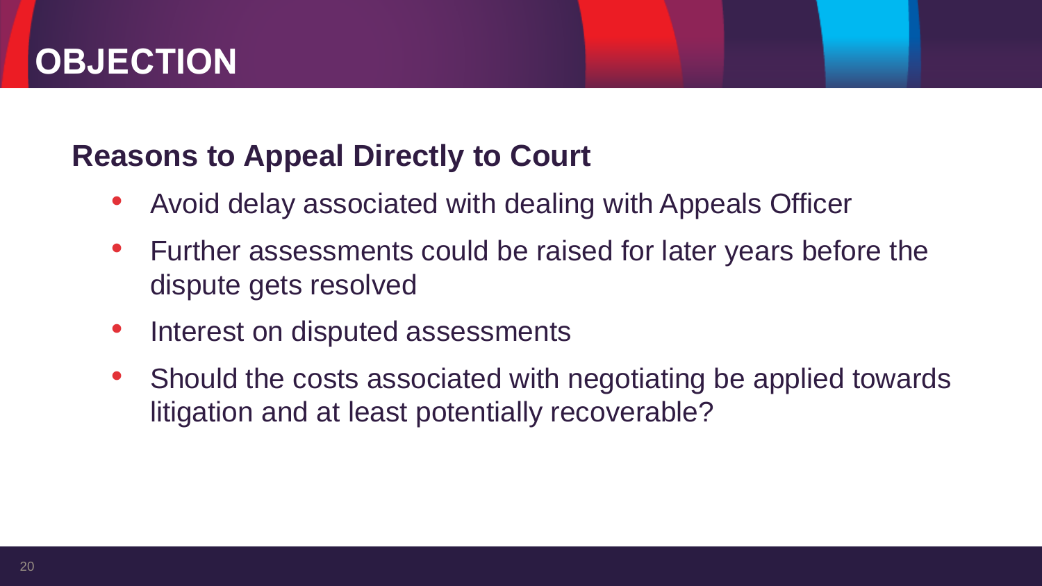# OBJECTION

## Reasons to Appeal Directly to Court

- Avoid delay associated with dealing with Appeals Officer
- Further assessments could be raised for later years before the dispute gets resolved
- Interest on disputed assessments
- Should the costs associated with negotiating be applied towards litigation and at least potentially recoverable?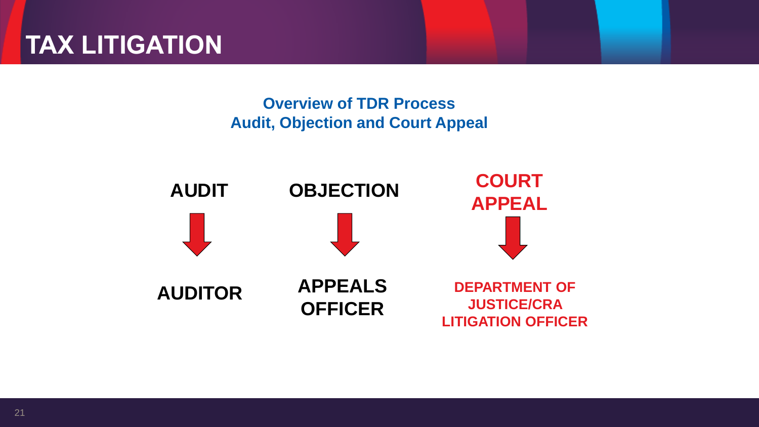# TAX LITIGATION

**Overview of TDR Process**
**Audit, Objection and Court Appeal**

| AUDIT | OBJECTION | COURT APPEAL |
| --- | --- | --- |
| ↓ | ↓ | ↓ |
| AUDITOR | APPEALS OFFICER | DEPARTMENT OF JUSTICE/CRA LITIGATION OFFICER |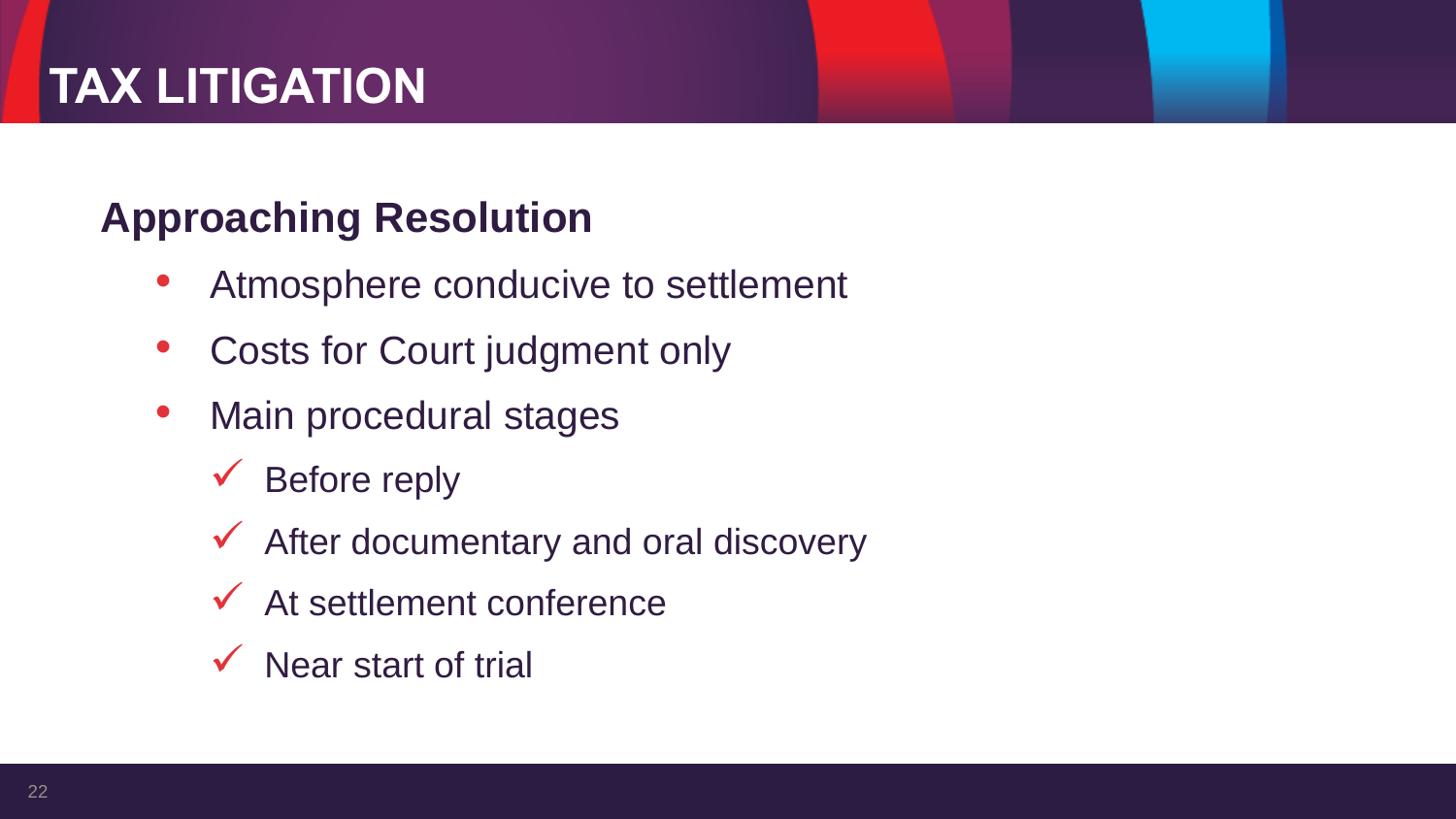# TAX LITIGATION

## Approaching Resolution

- Atmosphere conducive to settlement
- Costs for Court judgment only
- Main procedural stages
  - ✓ Before reply
  - ✓ After documentary and oral discovery
  - ✓ At settlement conference
  - ✓ Near start of trial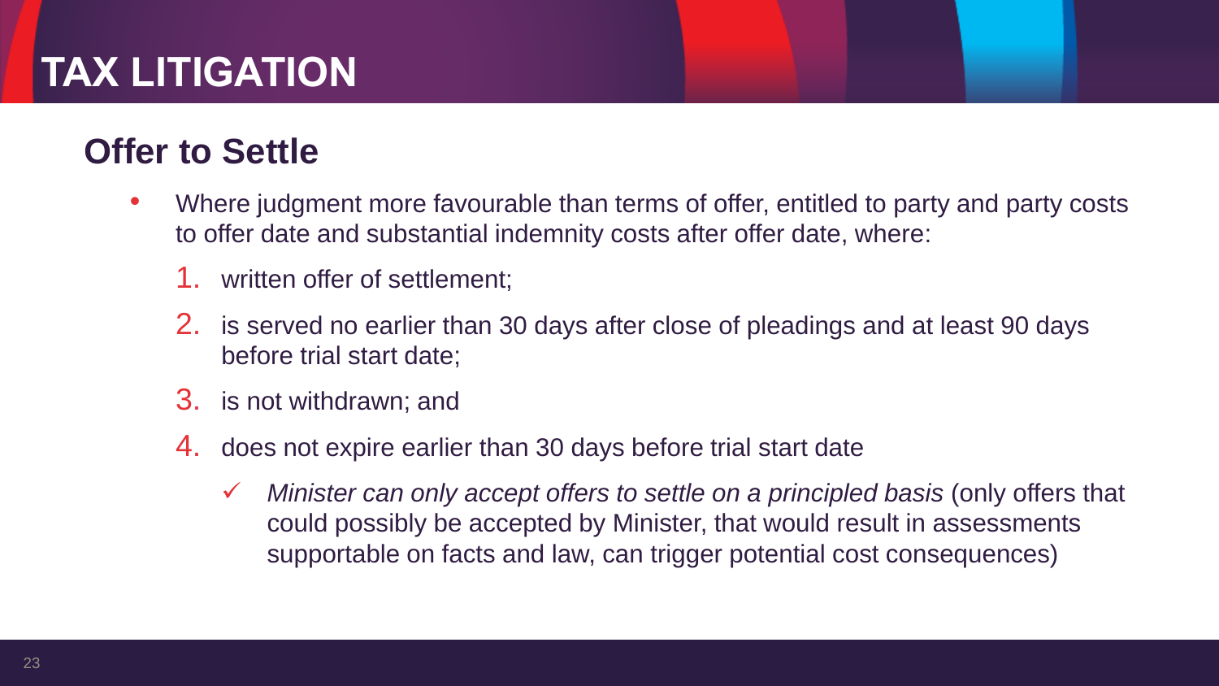# TAX LITIGATION

## Offer to Settle

- Where judgment more favourable than terms of offer, entitled to party and party costs to offer date and substantial indemnity costs after offer date, where:
  1. written offer of settlement;
  2. is served no earlier than 30 days after close of pleadings and at least 90 days before trial start date;
  3. is not withdrawn; and
  4. does not expire earlier than 30 days before trial start date
     - ✓ *Minister can only accept offers to settle on a principled basis* (only offers that could possibly be accepted by Minister, that would result in assessments supportable on facts and law, can trigger potential cost consequences)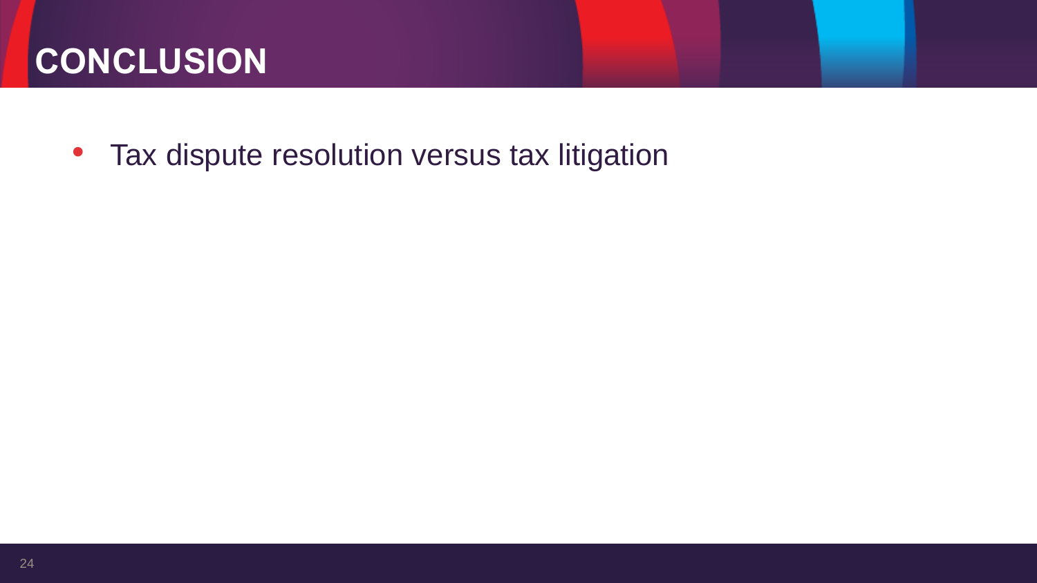# CONCLUSION

- Tax dispute resolution versus tax litigation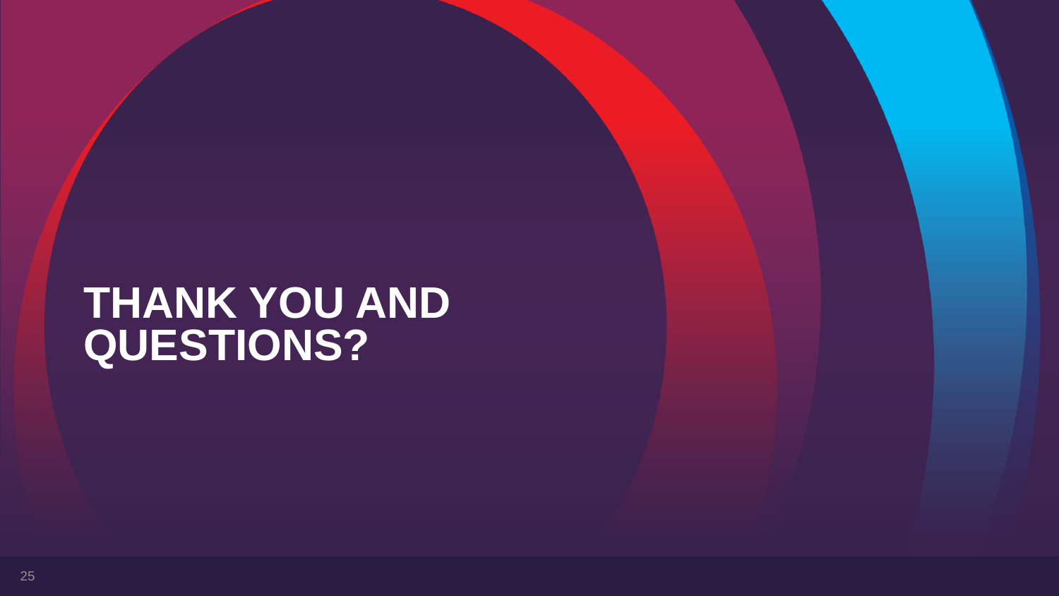# THANK YOU AND QUESTIONS?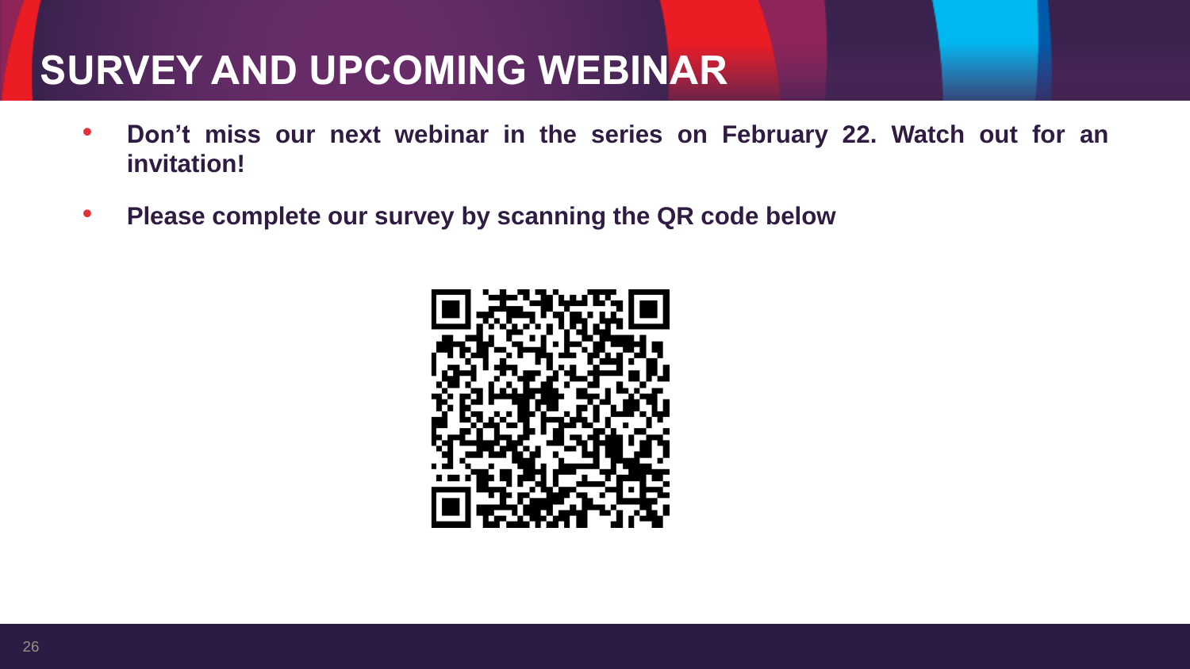# SURVEY AND UPCOMING WEBINAR

- **Don't miss our next webinar in the series on February 22. Watch out for an invitation!**
- **Please complete our survey by scanning the QR code below**